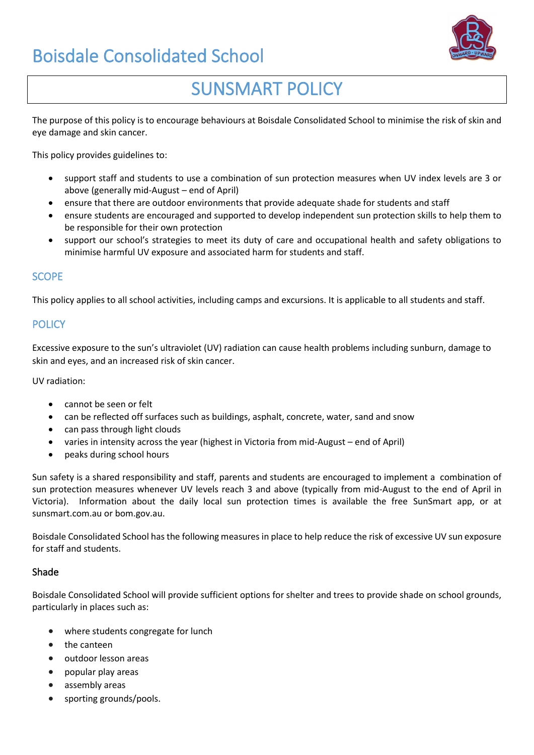# Boisdale Consolidated School

## SUNSMART POLICY

The purpose of this policy is to encourage behaviours at Boisdale Consolidated School to minimise the risk of skin and eye damage and skin cancer.

This policy provides guidelines to:

- support staff and students to use a combination of sun protection measures when UV index levels are 3 or above (generally mid-August – end of April)
- ensure that there are outdoor environments that provide adequate shade for students and staff
- ensure students are encouraged and supported to develop independent sun protection skills to help them to be responsible for their own protection
- support our school's strategies to meet its duty of care and occupational health and safety obligations to minimise harmful UV exposure and associated harm for students and staff.

### SCOPE

This policy applies to all school activities, including camps and excursions. It is applicable to all students and staff.

### POLICY

Excessive exposure to the sun's ultraviolet (UV) radiation can cause health problems including sunburn, damage to skin and eyes, and an increased risk of skin cancer.

UV radiation:

- cannot be seen or felt
- can be reflected off surfaces such as buildings, asphalt, concrete, water, sand and snow
- can pass through light clouds
- varies in intensity across the year (highest in Victoria from mid-August – end of April)
- peaks during school hours

Sun safety is a shared responsibility and staff, parents and students are encouraged to implement a combination of sun protection measures whenever UV levels reach 3 and above (typically from mid-August to the end of April in Victoria). Information about the daily local sun protection times is available the free SunSmart app, or at sunsmart.com.au or bom.gov.au.

Boisdale Consolidated School has the following measures in place to help reduce the risk of excessive UV sun exposure for staff and students.

#### Shade

Boisdale Consolidated School will provide sufficient options for shelter and trees to provide shade on school grounds, particularly in places such as:

- where students congregate for lunch
- the canteen
- outdoor lesson areas
- popular play areas
- assembly areas
- sporting grounds/pools.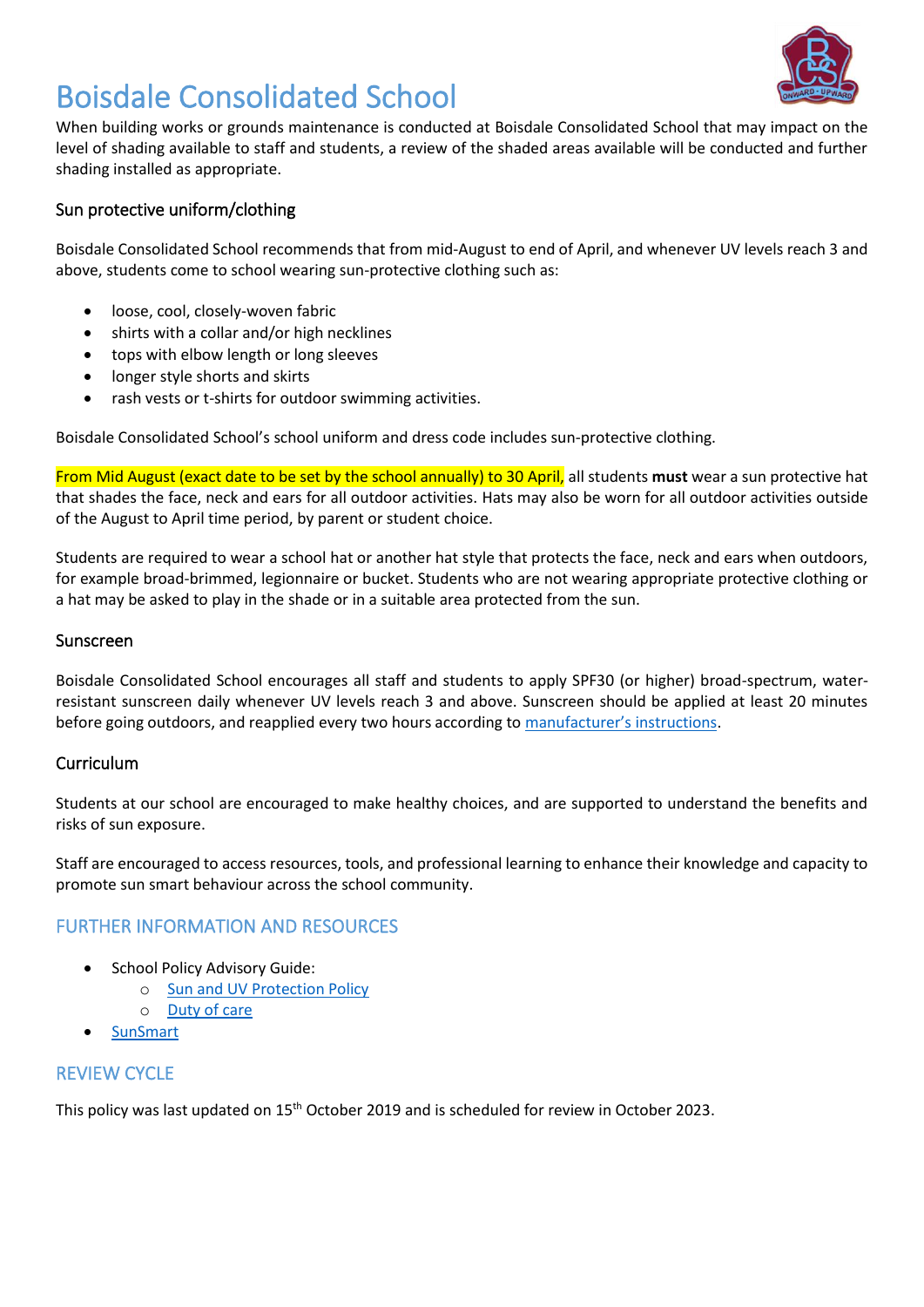# Boisdale Consolidated School

When building works or grounds maintenance is conducted at Boisdale Consolidated School that may impact on the level of shading available to staff and students, a review of the shaded areas available will be conducted and further shading installed as appropriate.

### Sun protective uniform/clothing

Boisdale Consolidated School recommends that from mid-August to end of April, and whenever UV levels reach 3 and above, students come to school wearing sun-protective clothing such as:

- loose, cool, closely-woven fabric
- shirts with a collar and/or high necklines
- tops with elbow length or long sleeves
- longer style shorts and skirts
- rash vests or t-shirts for outdoor swimming activities.

Boisdale Consolidated School's school uniform and dress code includes sun-protective clothing.

From Mid August (exact date to be set by the school annually) to 30 April, all students **must** wear a sun protective hat that shades the face, neck and ears for all outdoor activities. Hats may also be worn for all outdoor activities outside of the August to April time period, by parent or student choice.

Students are required to wear a school hat or another hat style that protects the face, neck and ears when outdoors, for example broad-brimmed, legionnaire or bucket. Students who are not wearing appropriate protective clothing or a hat may be asked to play in the shade or in a suitable area protected from the sun.

### Sunscreen

Boisdale Consolidated School encourages all staff and students to apply SPF30 (or higher) broad-spectrum, water-resistant sunscreen daily whenever UV levels reach 3 and above. Sunscreen should be applied at least 20 minutes before going outdoors, and reapplied every two hours according to manufacturer's instructions.

### Curriculum

Students at our school are encouraged to make healthy choices, and are supported to understand the benefits and risks of sun exposure.

Staff are encouraged to access resources, tools, and professional learning to enhance their knowledge and capacity to promote sun smart behaviour across the school community.

## FURTHER INFORMATION AND RESOURCES

- School Policy Advisory Guide:
  - Sun and UV Protection Policy
  - Duty of care
- SunSmart

## REVIEW CYCLE

This policy was last updated on 15th October 2019 and is scheduled for review in October 2023.